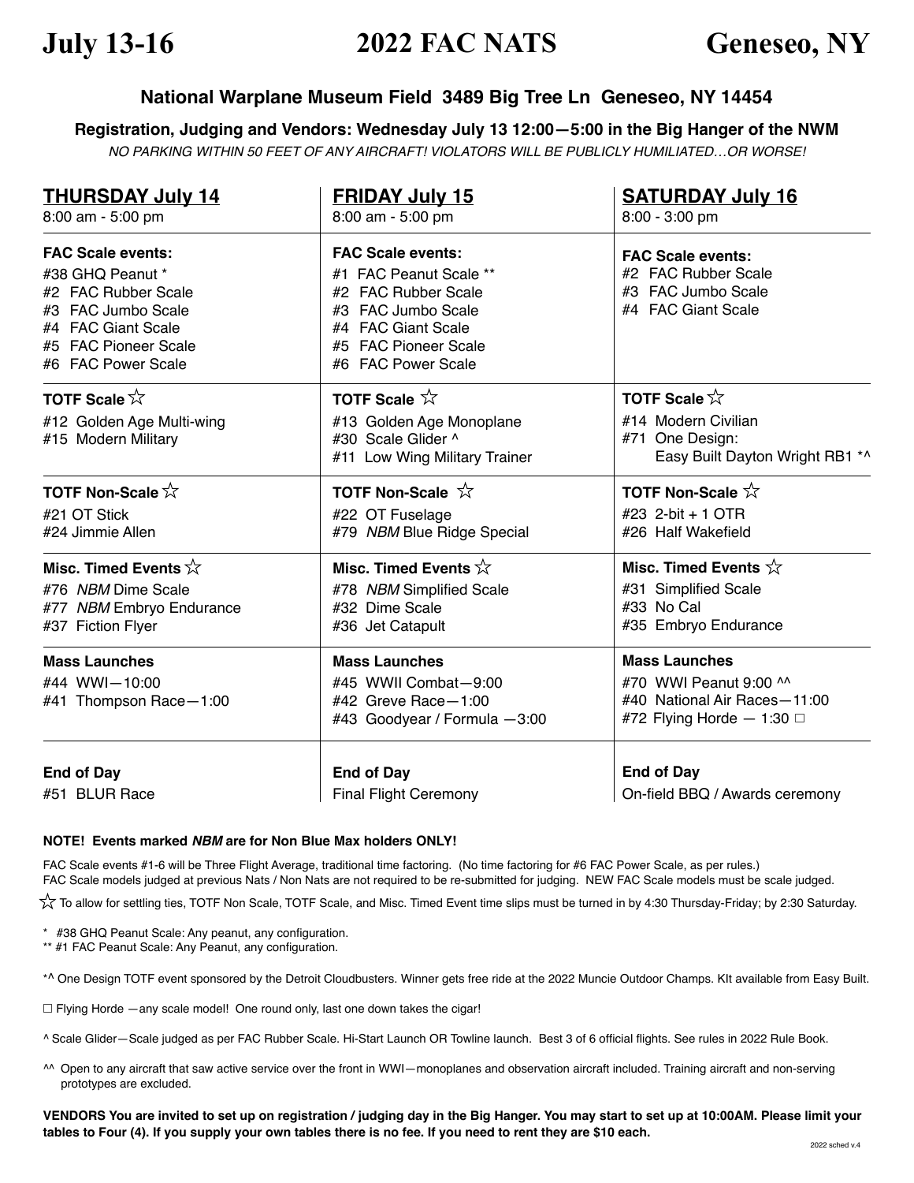# July 13-16 — 2022 FAC NATS — Geneseo, NY

**National Warplane Museum Field 3489 Big Tree Ln Geneseo, NY 14454**

**Registration, Judging and Vendors: Wednesday July 13 12:00—5:00 in the Big Hanger of the NWM**

*NO PARKING WITHIN 50 FEET OF ANY AIRCRAFT! VIOLATORS WILL BE PUBLICLY HUMILIATED…OR WORSE!*

| **THURSDAY July 14** 8:00 am - 5:00 pm | **FRIDAY July 15** 8:00 am - 5:00 pm | **SATURDAY July 16** 8:00 - 3:00 pm |
|---|---|---|
| **FAC Scale events:**<br>#38 GHQ Peanut *<br>#2 FAC Rubber Scale<br>#3 FAC Jumbo Scale<br>#4 FAC Giant Scale<br>#5 FAC Pioneer Scale<br>#6 FAC Power Scale | **FAC Scale events:**<br>#1 FAC Peanut Scale **<br>#2 FAC Rubber Scale<br>#3 FAC Jumbo Scale<br>#4 FAC Giant Scale<br>#5 FAC Pioneer Scale<br>#6 FAC Power Scale | **FAC Scale events:**<br>#2 FAC Rubber Scale<br>#3 FAC Jumbo Scale<br>#4 FAC Giant Scale |
| **TOTF Scale** ☆<br>#12 Golden Age Multi-wing<br>#15 Modern Military | **TOTF Scale** ☆<br>#13 Golden Age Monoplane<br>#30 Scale Glider ^<br>#11 Low Wing Military Trainer | **TOTF Scale** ☆<br>#14 Modern Civilian<br>#71 One Design: Easy Built Dayton Wright RB1 *^ |
| **TOTF Non-Scale** ☆<br>#21 OT Stick<br>#24 Jimmie Allen | **TOTF Non-Scale** ☆<br>#22 OT Fuselage<br>#79 *NBM* Blue Ridge Special | **TOTF Non-Scale** ☆<br>#23 2-bit + 1 OTR<br>#26 Half Wakefield |
| **Misc. Timed Events** ☆<br>#76 *NBM* Dime Scale<br>#77 *NBM* Embryo Endurance<br>#37 Fiction Flyer | **Misc. Timed Events** ☆<br>#78 *NBM* Simplified Scale<br>#32 Dime Scale<br>#36 Jet Catapult | **Misc. Timed Events** ☆<br>#31 Simplified Scale<br>#33 No Cal<br>#35 Embryo Endurance |
| **Mass Launches**<br>#44 WWI—10:00<br>#41 Thompson Race—1:00 | **Mass Launches**<br>#45 WWII Combat—9:00<br>#42 Greve Race—1:00<br>#43 Goodyear / Formula —3:00 | **Mass Launches**<br>#70 WWI Peanut 9:00 ^^<br>#40 National Air Races—11:00<br>#72 Flying Horde — 1:30 □ |
| **End of Day**<br>#51 BLUR Race | **End of Day**<br>Final Flight Ceremony | **End of Day**<br>On-field BBQ / Awards ceremony |

**NOTE! Events marked *NBM* are for Non Blue Max holders ONLY!**

FAC Scale events #1-6 will be Three Flight Average, traditional time factoring. (No time factoring for #6 FAC Power Scale, as per rules.)
FAC Scale models judged at previous Nats / Non Nats are not required to be re-submitted for judging. NEW FAC Scale models must be scale judged.

☆ To allow for settling ties, TOTF Non Scale, TOTF Scale, and Misc. Timed Event time slips must be turned in by 4:30 Thursday-Friday; by 2:30 Saturday.

* #38 GHQ Peanut Scale: Any peanut, any configuration.
** #1 FAC Peanut Scale: Any Peanut, any configuration.

*^ One Design TOTF event sponsored by the Detroit Cloudbusters. Winner gets free ride at the 2022 Muncie Outdoor Champs. KIt available from Easy Built.

□ Flying Horde —any scale model! One round only, last one down takes the cigar!

^ Scale Glider—Scale judged as per FAC Rubber Scale. Hi-Start Launch OR Towline launch. Best 3 of 6 official flights. See rules in 2022 Rule Book.

^^ Open to any aircraft that saw active service over the front in WWI—monoplanes and observation aircraft included. Training aircraft and non-serving prototypes are excluded.

**VENDORS You are invited to set up on registration / judging day in the Big Hanger. You may start to set up at 10:00AM. Please limit your tables to Four (4). If you supply your own tables there is no fee. If you need to rent they are $10 each.**

2022 sched v.4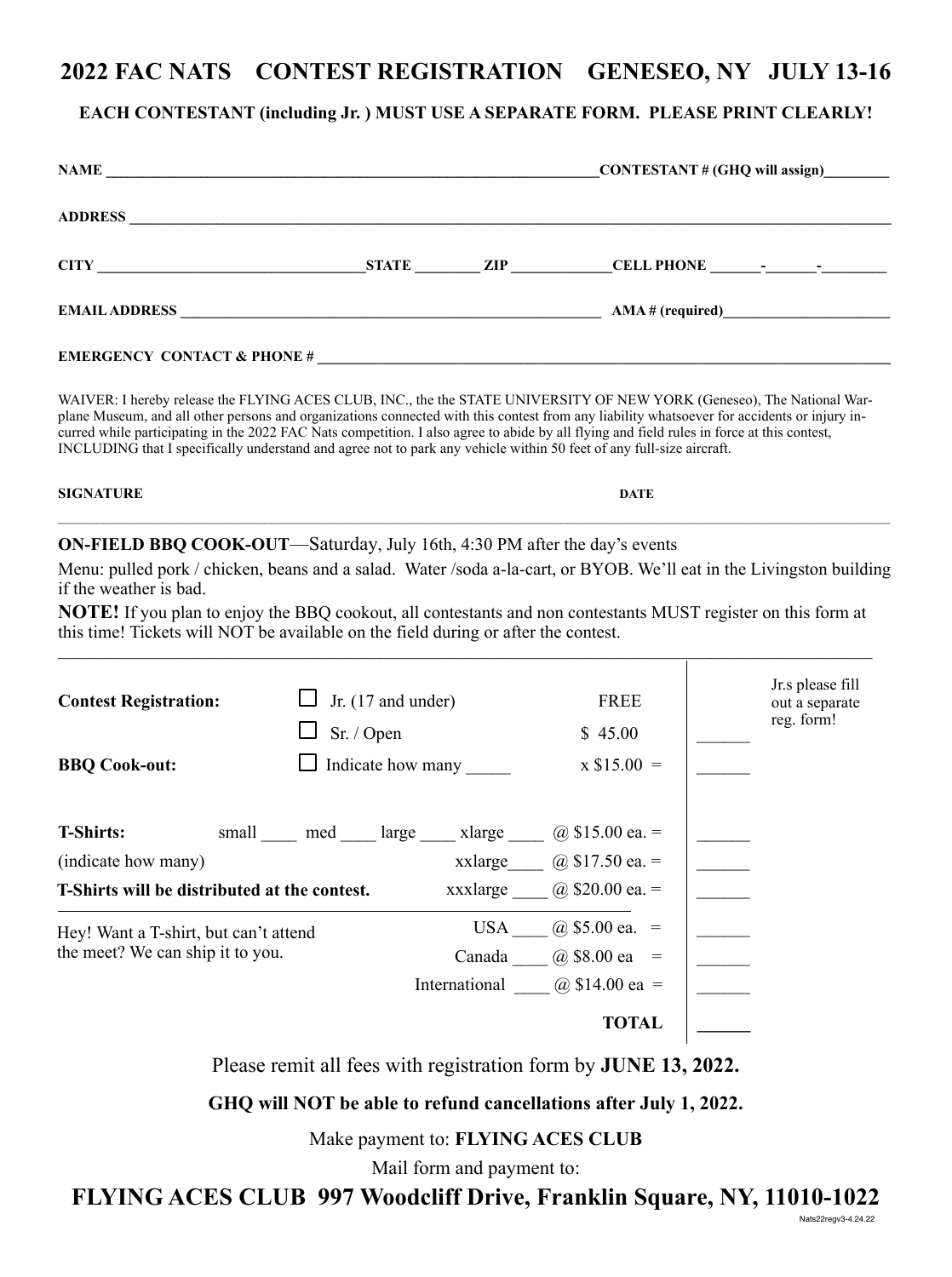# 2022 FAC NATS CONTEST REGISTRATION GENESEO, NY JULY 13-16

**EACH CONTESTANT (including Jr. ) MUST USE A SEPARATE FORM. PLEASE PRINT CLEARLY!**

**NAME** ______________________________ **CONTESTANT # (GHQ will assign)**________

**ADDRESS** ______________________________________________

**CITY** ____________________ **STATE** ________ **ZIP** ____________ **CELL PHONE** ______-______-________

**EMAIL ADDRESS** ______________________________ **AMA # (required)**____________________

**EMERGENCY CONTACT & PHONE #** ______________________________________________

WAIVER: I hereby release the FLYING ACES CLUB, INC., the the STATE UNIVERSITY OF NEW YORK (Geneseo), The National Warplane Museum, and all other persons and organizations connected with this contest from any liability whatsoever for accidents or injury incurred while participating in the 2022 FAC Nats competition. I also agree to abide by all flying and field rules in force at this contest, INCLUDING that I specifically understand and agree not to park any vehicle within 50 feet of any full-size aircraft.

**SIGNATURE** **DATE**

---

**ON-FIELD BBQ COOK-OUT**—Saturday, July 16th, 4:30 PM after the day's events

Menu: pulled pork / chicken, beans and a salad. Water /soda a-la-cart, or BYOB. We'll eat in the Livingston building if the weather is bad.

**NOTE!** If you plan to enjoy the BBQ cookout, all contestants and non contestants MUST register on this form at this time! Tickets will NOT be available on the field during or after the contest.

---

| | | | | |
|---|---|---|---|---|
| **Contest Registration:** | ☐ Jr. (17 and under) | FREE | | Jr.s please fill out a separate reg. form! |
| | ☐ Sr. / Open | $ 45.00 | ______ | |
| **BBQ Cook-out:** | ☐ Indicate how many _____ | x $15.00 = | ______ | |
| **T-Shirts:** | small ____ med ____ large ____ xlarge ____ | @ $15.00 ea. = | ______ | |
| (indicate how many) | xxlarge____ | @ $17.50 ea. = | ______ | |
| **T-Shirts will be distributed at the contest.** | xxxlarge ____ | @ $20.00 ea. = | ______ | |
| Hey! Want a T-shirt, but can't attend the meet? We can ship it to you. | USA ____ | @ $5.00 ea. = | ______ | |
| | Canada ____ | @ $8.00 ea = | ______ | |
| | International ____ | @ $14.00 ea = | ______ | |
| | | **TOTAL** | ______ | |

Please remit all fees with registration form by **JUNE 13, 2022.**

**GHQ will NOT be able to refund cancellations after July 1, 2022.**

Make payment to: **FLYING ACES CLUB**

Mail form and payment to:

**FLYING ACES CLUB 997 Woodcliff Drive, Franklin Square, NY, 11010-1022**

Nats22regv3-4.24.22